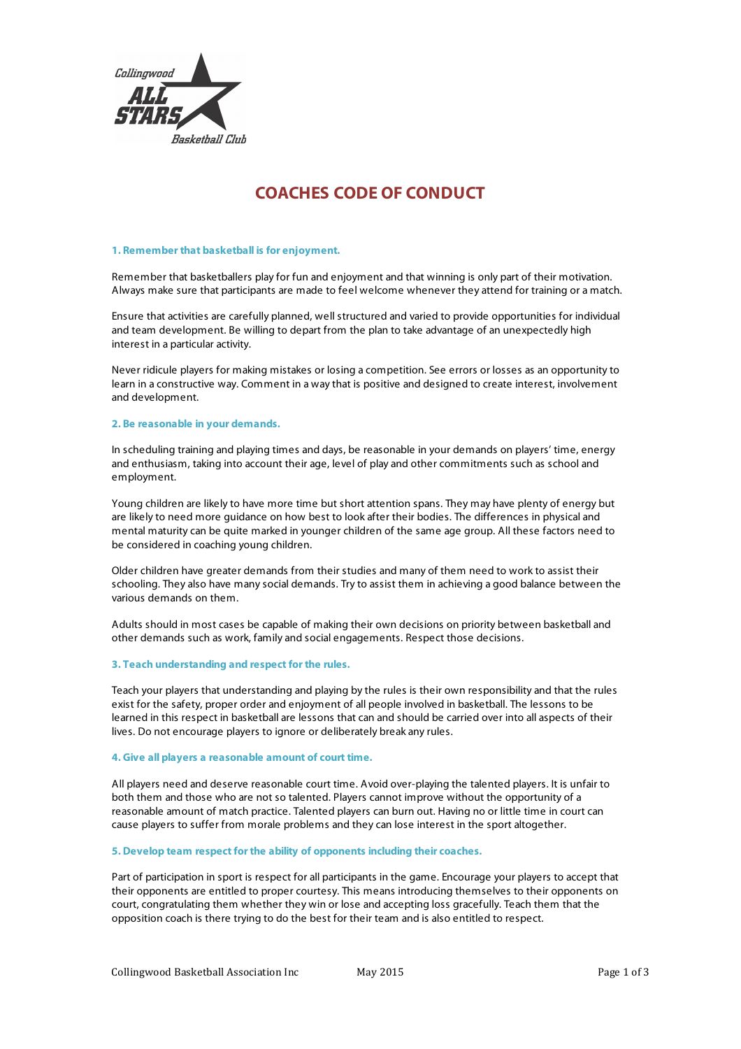# COACHES CODE OF CONDUCT

### 1. Remember that basketball is for enjoyment.

Remember that basketballers play for fun and enjoyment and that winning is only part of their motivation. Always make sure that participants are made to feel welcome whenever they attend for training or a match.

Ensure that activities are carefully planned, well structured and varied to provide opportunities for individual and team development. Be willing to depart from the plan to take advantage of an unexpectedly high interest in a particular activity.

Never ridicule players for making mistakes or losing a competition. See errors or losses as an opportunity to learn in a constructive way. Comment in a way that is positive and designed to create interest, involvement and development.

### 2. Be reasonable in your demands.

In scheduling training and playing times and days, be reasonable in your demands on players' time, energy and enthusiasm, taking into account their age, level of play and other commitments such as school and employment.

Young children are likely to have more time but short attention spans. They may have plenty of energy but are likely to need more guidance on how best to look after their bodies. The differences in physical and mental maturity can be quite marked in younger children of the same age group. All these factors need to be considered in coaching young children.

Older children have greater demands from their studies and many of them need to work to assist their schooling. They also have many social demands. Try to assist them in achieving a good balance between the various demands on them.

Adults should in most cases be capable of making their own decisions on priority between basketball and other demands such as work, family and social engagements. Respect those decisions.

### 3. Teach understanding and respect for the rules.

Teach your players that understanding and playing by the rules is their own responsibility and that the rules exist for the safety, proper order and enjoyment of all people involved in basketball. The lessons to be learned in this respect in basketball are lessons that can and should be carried over into all aspects of their lives. Do not encourage players to ignore or deliberately break any rules.

### 4. Give all players a reasonable amount of court time.

All players need and deserve reasonable court time. Avoid over-playing the talented players. It is unfair to both them and those who are not so talented. Players cannot improve without the opportunity of a reasonable amount of match practice. Talented players can burn out. Having no or little time in court can cause players to suffer from morale problems and they can lose interest in the sport altogether.

### 5. Develop team respect for the ability of opponents including their coaches.

Part of participation in sport is respect for all participants in the game. Encourage your players to accept that their opponents are entitled to proper courtesy. This means introducing themselves to their opponents on court, congratulating them whether they win or lose and accepting loss gracefully. Teach them that the opposition coach is there trying to do the best for their team and is also entitled to respect.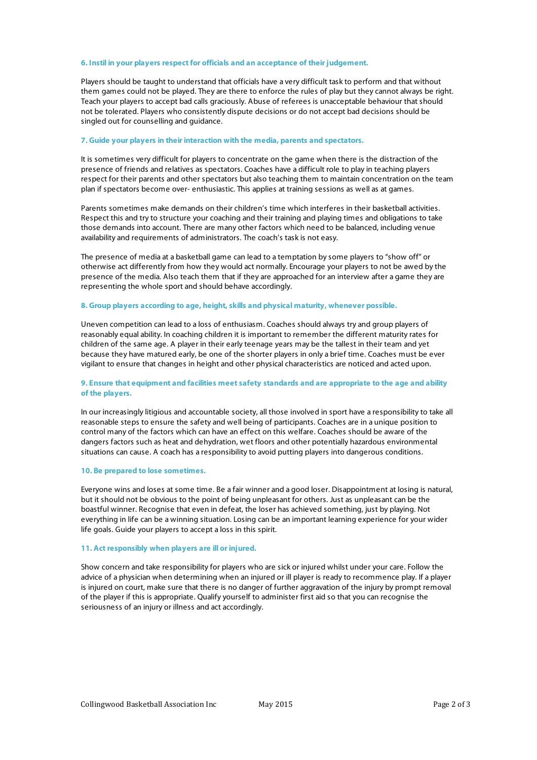#### 6. Instil in your players respect for officials and an acceptance of their judgement.

Players should be taught to understand that officials have a very difficult task to perform and that without them games could not be played. They are there to enforce the rules of play but they cannot always be right. Teach your players to accept bad calls graciously. Abuse of referees is unacceptable behaviour that should not be tolerated. Players who consistently dispute decisions or do not accept bad decisions should be singled out for counselling and guidance.

#### 7. Guide your players in their interaction with the media, parents and spectators.

It is sometimes very difficult for players to concentrate on the game when there is the distraction of the presence of friends and relatives as spectators. Coaches have a difficult role to play in teaching players respect for their parents and other spectators but also teaching them to maintain concentration on the team plan if spectators become over- enthusiastic. This applies at training sessions as well as at games.

Parents sometimes make demands on their children's time which interferes in their basketball activities. Respect this and try to structure your coaching and their training and playing times and obligations to take those demands into account. There are many other factors which need to be balanced, including venue availability and requirements of administrators. The coach's task is not easy.

The presence of media at a basketball game can lead to a temptation by some players to "show off" or otherwise act differently from how they would act normally. Encourage your players to not be awed by the presence of the media. Also teach them that if they are approached for an interview after a game they are representing the whole sport and should behave accordingly.

#### 8. Group players according to age, height, skills and physical maturity, whenever possible.

Uneven competition can lead to a loss of enthusiasm. Coaches should always try and group players of reasonably equal ability. In coaching children it is important to remember the different maturity rates for children of the same age. A player in their early teenage years may be the tallest in their team and yet because they have matured early, be one of the shorter players in only a brief time. Coaches must be ever vigilant to ensure that changes in height and other physical characteristics are noticed and acted upon.

#### 9. Ensure that equipment and facilities meet safety standards and are appropriate to the age and ability of the players.

In our increasingly litigious and accountable society, all those involved in sport have a responsibility to take all reasonable steps to ensure the safety and well being of participants. Coaches are in a unique position to control many of the factors which can have an effect on this welfare. Coaches should be aware of the dangers factors such as heat and dehydration, wet floors and other potentially hazardous environmental situations can cause. A coach has a responsibility to avoid putting players into dangerous conditions.

#### 10. Be prepared to lose sometimes.

Everyone wins and loses at some time. Be a fair winner and a good loser. Disappointment at losing is natural, but it should not be obvious to the point of being unpleasant for others. Just as unpleasant can be the boastful winner. Recognise that even in defeat, the loser has achieved something, just by playing. Not everything in life can be a winning situation. Losing can be an important learning experience for your wider life goals. Guide your players to accept a loss in this spirit.

#### 11. Act responsibly when players are ill or injured.

Show concern and take responsibility for players who are sick or injured whilst under your care. Follow the advice of a physician when determining when an injured or ill player is ready to recommence play. If a player is injured on court, make sure that there is no danger of further aggravation of the injury by prompt removal of the player if this is appropriate. Qualify yourself to administer first aid so that you can recognise the seriousness of an injury or illness and act accordingly.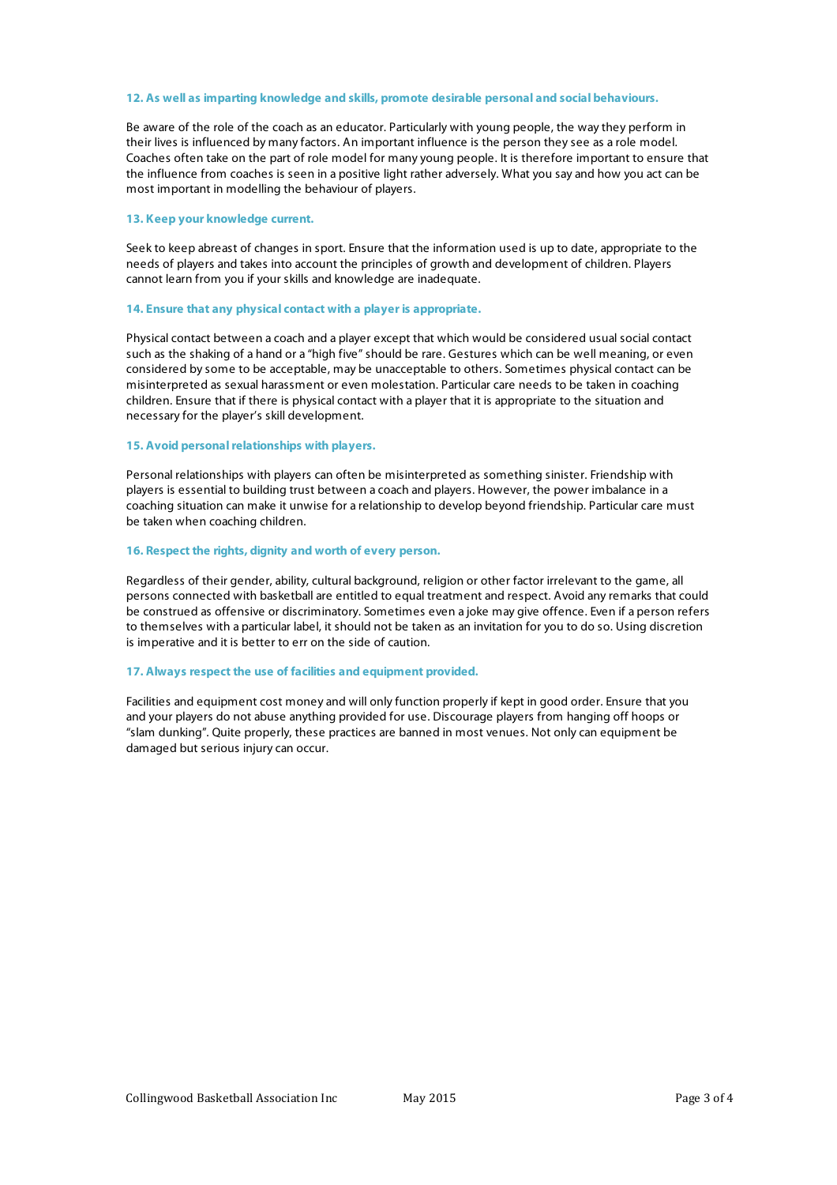#### 12. As well as imparting knowledge and skills, promote desirable personal and social behaviours.

Be aware of the role of the coach as an educator. Particularly with young people, the way they perform in their lives is influenced by many factors. An important influence is the person they see as a role model. Coaches often take on the part of role model for many young people. It is therefore important to ensure that the influence from coaches is seen in a positive light rather adversely. What you say and how you act can be most important in modelling the behaviour of players.

#### 13. Keep your knowledge current.

Seek to keep abreast of changes in sport. Ensure that the information used is up to date, appropriate to the needs of players and takes into account the principles of growth and development of children. Players cannot learn from you if your skills and knowledge are inadequate.

#### 14. Ensure that any physical contact with a player is appropriate.

Physical contact between a coach and a player except that which would be considered usual social contact such as the shaking of a hand or a "high five" should be rare. Gestures which can be well meaning, or even considered by some to be acceptable, may be unacceptable to others. Sometimes physical contact can be misinterpreted as sexual harassment or even molestation. Particular care needs to be taken in coaching children. Ensure that if there is physical contact with a player that it is appropriate to the situation and necessary for the player's skill development.

#### 15. Avoid personal relationships with players.

Personal relationships with players can often be misinterpreted as something sinister. Friendship with players is essential to building trust between a coach and players. However, the power imbalance in a coaching situation can make it unwise for a relationship to develop beyond friendship. Particular care must be taken when coaching children.

#### 16. Respect the rights, dignity and worth of every person.

Regardless of their gender, ability, cultural background, religion or other factor irrelevant to the game, all persons connected with basketball are entitled to equal treatment and respect. Avoid any remarks that could be construed as offensive or discriminatory. Sometimes even a joke may give offence. Even if a person refers to themselves with a particular label, it should not be taken as an invitation for you to do so. Using discretion is imperative and it is better to err on the side of caution.

#### 17. Always respect the use of facilities and equipment provided.

Facilities and equipment cost money and will only function properly if kept in good order. Ensure that you and your players do not abuse anything provided for use. Discourage players from hanging off hoops or "slam dunking". Quite properly, these practices are banned in most venues. Not only can equipment be damaged but serious injury can occur.